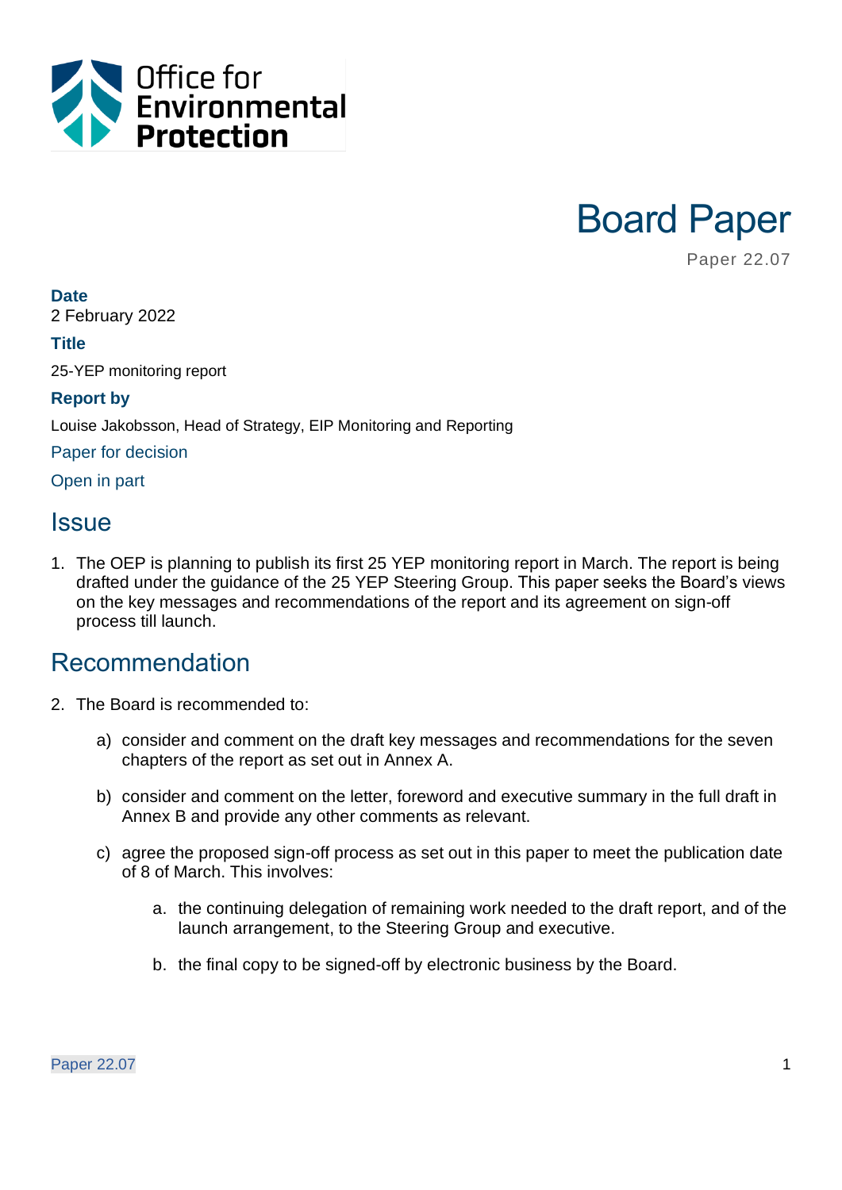Office for Environmental Protection

# Board Paper

Paper 22.07

**Date**

2 February 2022

**Title**

25-YEP monitoring report

**Report by**

Louise Jakobsson, Head of Strategy, EIP Monitoring and Reporting

Paper for decision

Open in part

## Issue

1. The OEP is planning to publish its first 25 YEP monitoring report in March. The report is being drafted under the guidance of the 25 YEP Steering Group. This paper seeks the Board's views on the key messages and recommendations of the report and its agreement on sign-off process till launch.

## Recommendation

2. The Board is recommended to:

   a) consider and comment on the draft key messages and recommendations for the seven chapters of the report as set out in Annex A.

   b) consider and comment on the letter, foreword and executive summary in the full draft in Annex B and provide any other comments as relevant.

   c) agree the proposed sign-off process as set out in this paper to meet the publication date of 8 of March. This involves:

      a. the continuing delegation of remaining work needed to the draft report, and of the launch arrangement, to the Steering Group and executive.

      b. the final copy to be signed-off by electronic business by the Board.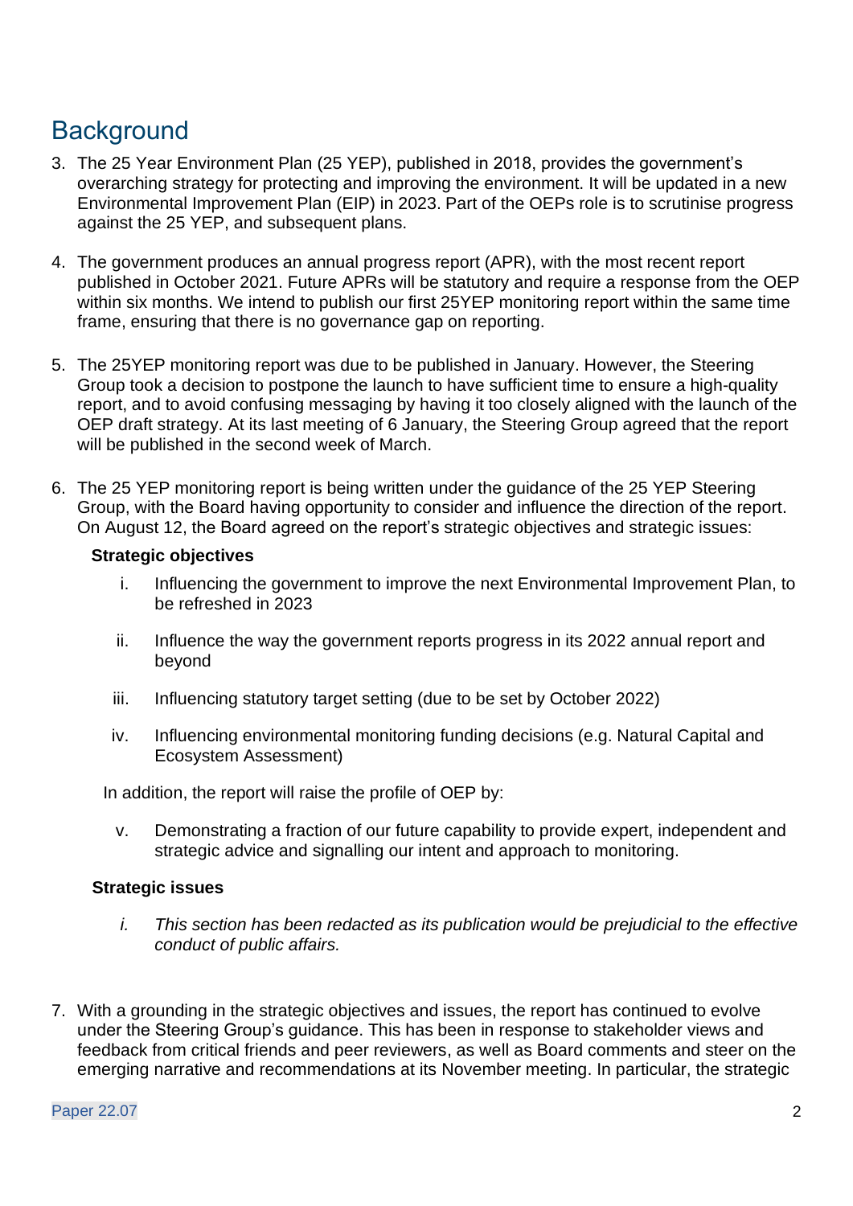## Background

3. The 25 Year Environment Plan (25 YEP), published in 2018, provides the government's overarching strategy for protecting and improving the environment. It will be updated in a new Environmental Improvement Plan (EIP) in 2023. Part of the OEPs role is to scrutinise progress against the 25 YEP, and subsequent plans.

4. The government produces an annual progress report (APR), with the most recent report published in October 2021. Future APRs will be statutory and require a response from the OEP within six months. We intend to publish our first 25YEP monitoring report within the same time frame, ensuring that there is no governance gap on reporting.

5. The 25YEP monitoring report was due to be published in January. However, the Steering Group took a decision to postpone the launch to have sufficient time to ensure a high-quality report, and to avoid confusing messaging by having it too closely aligned with the launch of the OEP draft strategy. At its last meeting of 6 January, the Steering Group agreed that the report will be published in the second week of March.

6. The 25 YEP monitoring report is being written under the guidance of the 25 YEP Steering Group, with the Board having opportunity to consider and influence the direction of the report. On August 12, the Board agreed on the report's strategic objectives and strategic issues:

   **Strategic objectives**

   i. Influencing the government to improve the next Environmental Improvement Plan, to be refreshed in 2023

   ii. Influence the way the government reports progress in its 2022 annual report and beyond

   iii. Influencing statutory target setting (due to be set by October 2022)

   iv. Influencing environmental monitoring funding decisions (e.g. Natural Capital and Ecosystem Assessment)

   In addition, the report will raise the profile of OEP by:

   v. Demonstrating a fraction of our future capability to provide expert, independent and strategic advice and signalling our intent and approach to monitoring.

   **Strategic issues**

   *i. This section has been redacted as its publication would be prejudicial to the effective conduct of public affairs.*

7. With a grounding in the strategic objectives and issues, the report has continued to evolve under the Steering Group's guidance. This has been in response to stakeholder views and feedback from critical friends and peer reviewers, as well as Board comments and steer on the emerging narrative and recommendations at its November meeting. In particular, the strategic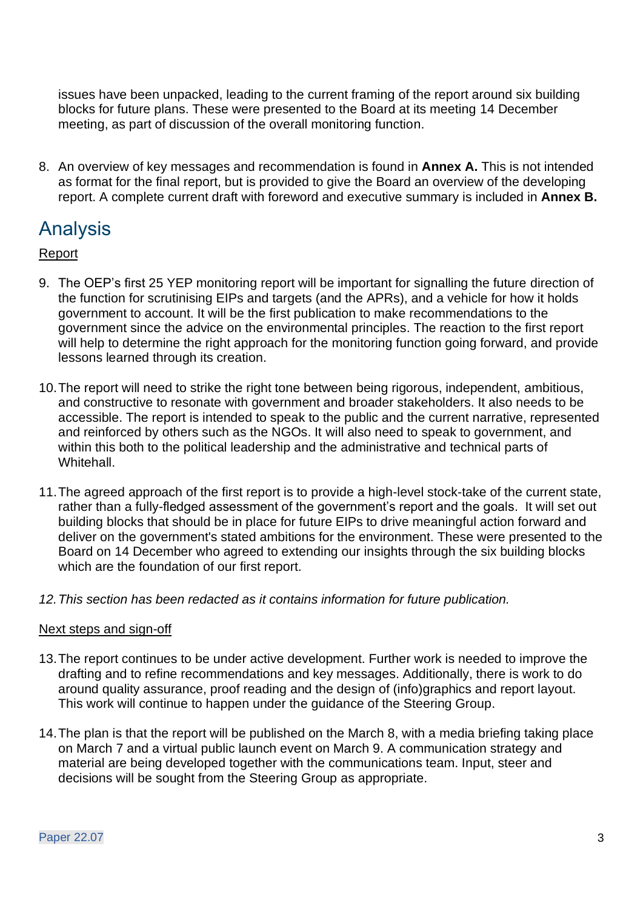issues have been unpacked, leading to the current framing of the report around six building blocks for future plans. These were presented to the Board at its meeting 14 December meeting, as part of discussion of the overall monitoring function.

8. An overview of key messages and recommendation is found in **Annex A.** This is not intended as format for the final report, but is provided to give the Board an overview of the developing report. A complete current draft with foreword and executive summary is included in **Annex B.**

## Analysis

Report

9. The OEP's first 25 YEP monitoring report will be important for signalling the future direction of the function for scrutinising EIPs and targets (and the APRs), and a vehicle for how it holds government to account. It will be the first publication to make recommendations to the government since the advice on the environmental principles. The reaction to the first report will help to determine the right approach for the monitoring function going forward, and provide lessons learned through its creation.

10. The report will need to strike the right tone between being rigorous, independent, ambitious, and constructive to resonate with government and broader stakeholders. It also needs to be accessible. The report is intended to speak to the public and the current narrative, represented and reinforced by others such as the NGOs. It will also need to speak to government, and within this both to the political leadership and the administrative and technical parts of Whitehall.

11. The agreed approach of the first report is to provide a high-level stock-take of the current state, rather than a fully-fledged assessment of the government's report and the goals. It will set out building blocks that should be in place for future EIPs to drive meaningful action forward and deliver on the government's stated ambitions for the environment. These were presented to the Board on 14 December who agreed to extending our insights through the six building blocks which are the foundation of our first report.

12. *This section has been redacted as it contains information for future publication.*

Next steps and sign-off

13. The report continues to be under active development. Further work is needed to improve the drafting and to refine recommendations and key messages. Additionally, there is work to do around quality assurance, proof reading and the design of (info)graphics and report layout. This work will continue to happen under the guidance of the Steering Group.

14. The plan is that the report will be published on the March 8, with a media briefing taking place on March 7 and a virtual public launch event on March 9. A communication strategy and material are being developed together with the communications team. Input, steer and decisions will be sought from the Steering Group as appropriate.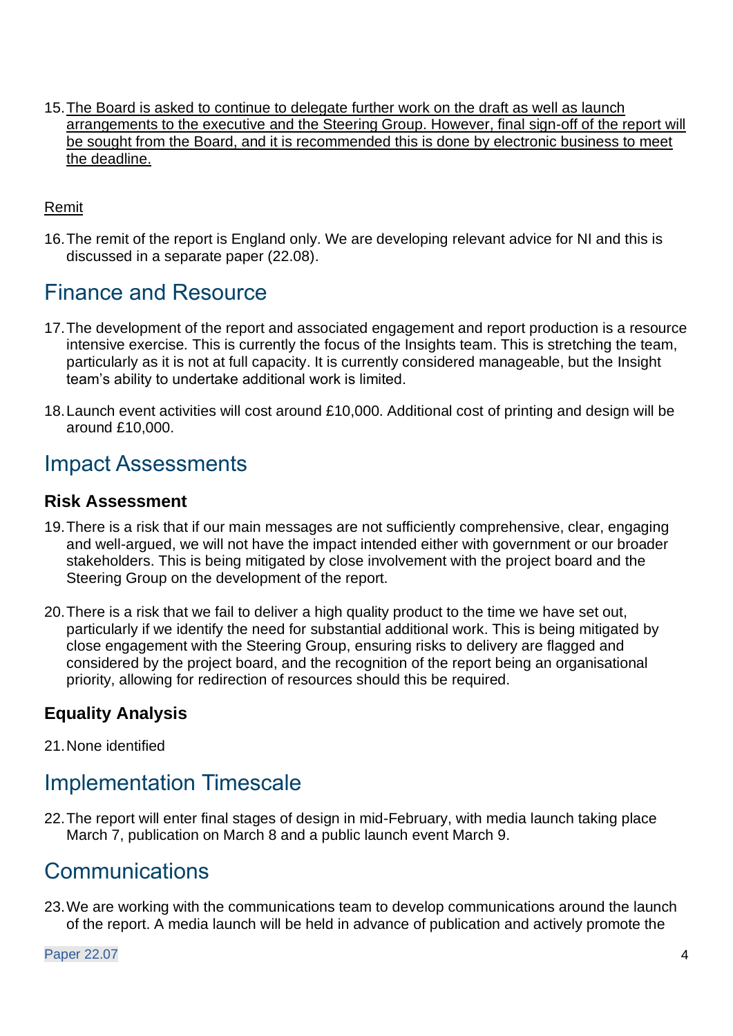15. <u>The Board is asked to continue to delegate further work on the draft as well as launch arrangements to the executive and the Steering Group. However, final sign-off of the report will be sought from the Board, and it is recommended this is done by electronic business to meet the deadline.</u>

<u>Remit</u>

16. The remit of the report is England only. We are developing relevant advice for NI and this is discussed in a separate paper (22.08).

## Finance and Resource

17. The development of the report and associated engagement and report production is a resource intensive exercise. This is currently the focus of the Insights team. This is stretching the team, particularly as it is not at full capacity. It is currently considered manageable, but the Insight team's ability to undertake additional work is limited.

18. Launch event activities will cost around £10,000. Additional cost of printing and design will be around £10,000.

## Impact Assessments

### Risk Assessment

19. There is a risk that if our main messages are not sufficiently comprehensive, clear, engaging and well-argued, we will not have the impact intended either with government or our broader stakeholders. This is being mitigated by close involvement with the project board and the Steering Group on the development of the report.

20. There is a risk that we fail to deliver a high quality product to the time we have set out, particularly if we identify the need for substantial additional work. This is being mitigated by close engagement with the Steering Group, ensuring risks to delivery are flagged and considered by the project board, and the recognition of the report being an organisational priority, allowing for redirection of resources should this be required.

### Equality Analysis

21. None identified

## Implementation Timescale

22. The report will enter final stages of design in mid-February, with media launch taking place March 7, publication on March 8 and a public launch event March 9.

## Communications

23. We are working with the communications team to develop communications around the launch of the report. A media launch will be held in advance of publication and actively promote the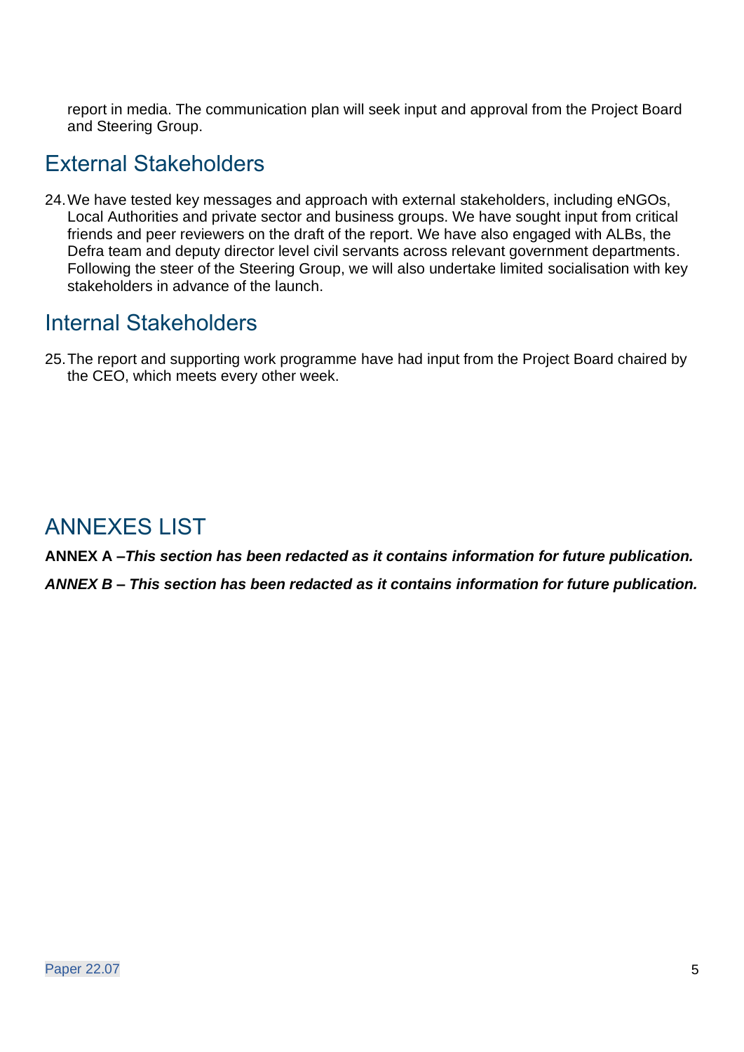report in media. The communication plan will seek input and approval from the Project Board and Steering Group.

## External Stakeholders

24. We have tested key messages and approach with external stakeholders, including eNGOs, Local Authorities and private sector and business groups. We have sought input from critical friends and peer reviewers on the draft of the report. We have also engaged with ALBs, the Defra team and deputy director level civil servants across relevant government departments. Following the steer of the Steering Group, we will also undertake limited socialisation with key stakeholders in advance of the launch.

## Internal Stakeholders

25. The report and supporting work programme have had input from the Project Board chaired by the CEO, which meets every other week.

## ANNEXES LIST

**ANNEX A –*This section has been redacted as it contains information for future publication.***

***ANNEX B – This section has been redacted as it contains information for future publication.***

Paper 22.07